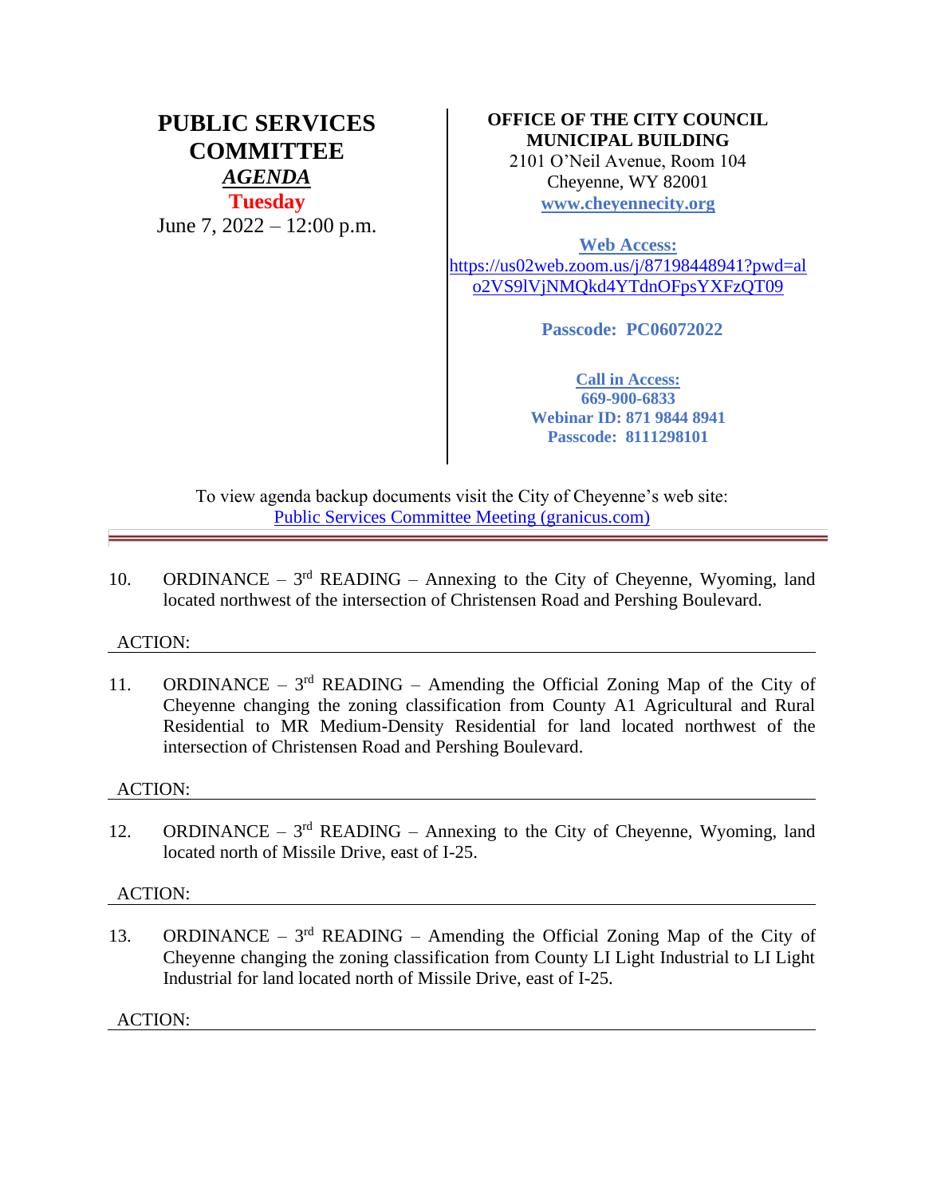# PUBLIC SERVICES COMMITTEE

***AGENDA***

**Tuesday**

June 7, 2022 – 12:00 p.m.

**OFFICE OF THE CITY COUNCIL**
**MUNICIPAL BUILDING**
2101 O'Neil Avenue, Room 104
Cheyenne, WY 82001
**www.cheyennecity.org**

**Web Access:**
https://us02web.zoom.us/j/87198448941?pwd=alo2VS9lVjNMQkd4YTdnOFpsYXFzQT09

**Passcode: PC06072022**

**Call in Access:**
**669-900-6833**
**Webinar ID: 871 9844 8941**
**Passcode: 8111298101**

To view agenda backup documents visit the City of Cheyenne's web site:
Public Services Committee Meeting (granicus.com)

---

10. ORDINANCE – 3rd READING – Annexing to the City of Cheyenne, Wyoming, land located northwest of the intersection of Christensen Road and Pershing Boulevard.

ACTION:

---

11. ORDINANCE – 3rd READING – Amending the Official Zoning Map of the City of Cheyenne changing the zoning classification from County A1 Agricultural and Rural Residential to MR Medium-Density Residential for land located northwest of the intersection of Christensen Road and Pershing Boulevard.

ACTION:

---

12. ORDINANCE – 3rd READING – Annexing to the City of Cheyenne, Wyoming, land located north of Missile Drive, east of I-25.

ACTION:

---

13. ORDINANCE – 3rd READING – Amending the Official Zoning Map of the City of Cheyenne changing the zoning classification from County LI Light Industrial to LI Light Industrial for land located north of Missile Drive, east of I-25.

ACTION:

---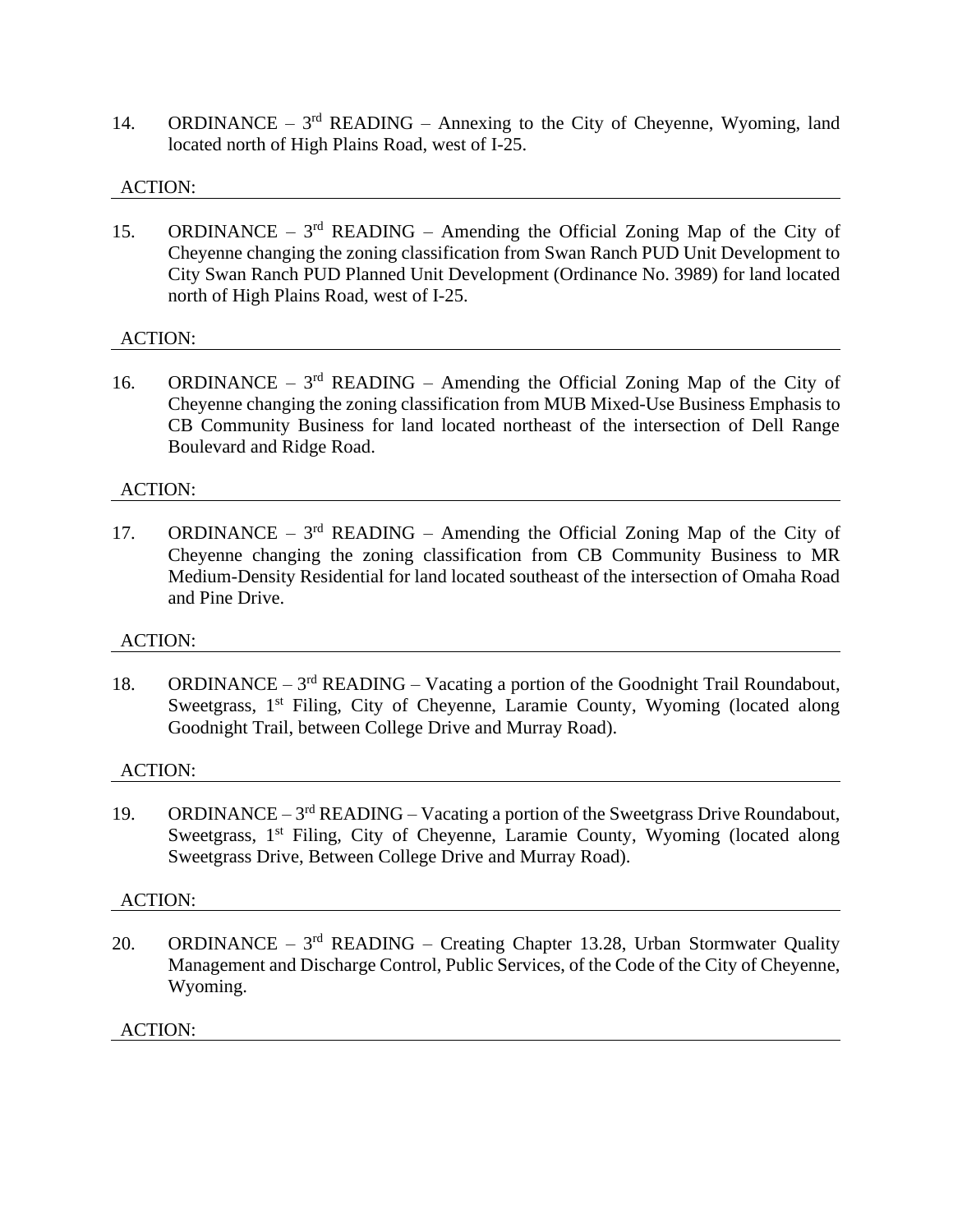14. ORDINANCE – 3rd READING – Annexing to the City of Cheyenne, Wyoming, land located north of High Plains Road, west of I-25.

ACTION:

---

15. ORDINANCE – 3rd READING – Amending the Official Zoning Map of the City of Cheyenne changing the zoning classification from Swan Ranch PUD Unit Development to City Swan Ranch PUD Planned Unit Development (Ordinance No. 3989) for land located north of High Plains Road, west of I-25.

ACTION:

---

16. ORDINANCE – 3rd READING – Amending the Official Zoning Map of the City of Cheyenne changing the zoning classification from MUB Mixed-Use Business Emphasis to CB Community Business for land located northeast of the intersection of Dell Range Boulevard and Ridge Road.

ACTION:

---

17. ORDINANCE – 3rd READING – Amending the Official Zoning Map of the City of Cheyenne changing the zoning classification from CB Community Business to MR Medium-Density Residential for land located southeast of the intersection of Omaha Road and Pine Drive.

ACTION:

---

18. ORDINANCE – 3rd READING – Vacating a portion of the Goodnight Trail Roundabout, Sweetgrass, 1st Filing, City of Cheyenne, Laramie County, Wyoming (located along Goodnight Trail, between College Drive and Murray Road).

ACTION:

---

19. ORDINANCE – 3rd READING – Vacating a portion of the Sweetgrass Drive Roundabout, Sweetgrass, 1st Filing, City of Cheyenne, Laramie County, Wyoming (located along Sweetgrass Drive, Between College Drive and Murray Road).

ACTION:

---

20. ORDINANCE – 3rd READING – Creating Chapter 13.28, Urban Stormwater Quality Management and Discharge Control, Public Services, of the Code of the City of Cheyenne, Wyoming.

ACTION:

---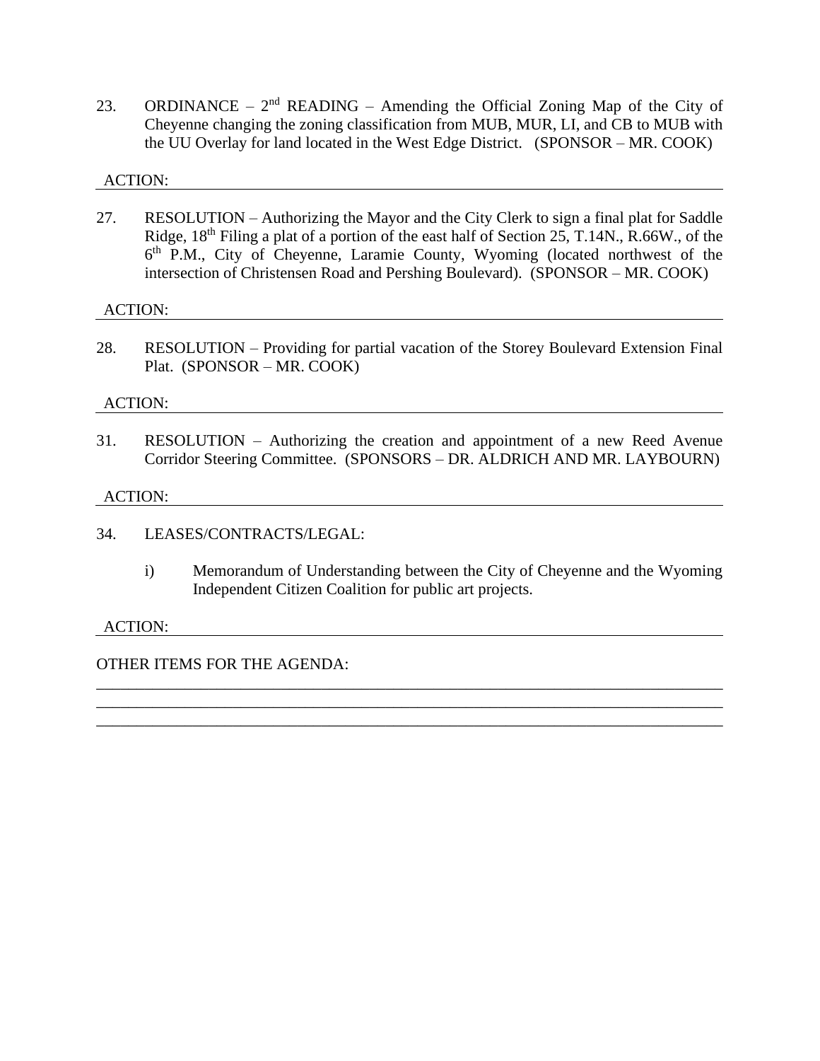23. ORDINANCE – 2nd READING – Amending the Official Zoning Map of the City of Cheyenne changing the zoning classification from MUB, MUR, LI, and CB to MUB with the UU Overlay for land located in the West Edge District. (SPONSOR – MR. COOK)

ACTION: ______________________________________________________________________

27. RESOLUTION – Authorizing the Mayor and the City Clerk to sign a final plat for Saddle Ridge, 18th Filing a plat of a portion of the east half of Section 25, T.14N., R.66W., of the 6th P.M., City of Cheyenne, Laramie County, Wyoming (located northwest of the intersection of Christensen Road and Pershing Boulevard). (SPONSOR – MR. COOK)

ACTION: ______________________________________________________________________

28. RESOLUTION – Providing for partial vacation of the Storey Boulevard Extension Final Plat. (SPONSOR – MR. COOK)

ACTION: ______________________________________________________________________

31. RESOLUTION – Authorizing the creation and appointment of a new Reed Avenue Corridor Steering Committee. (SPONSORS – DR. ALDRICH AND MR. LAYBOURN)

ACTION: ______________________________________________________________________

34. LEASES/CONTRACTS/LEGAL:

    i) Memorandum of Understanding between the City of Cheyenne and the Wyoming Independent Citizen Coalition for public art projects.

ACTION: ______________________________________________________________________

OTHER ITEMS FOR THE AGENDA:

______________________________________________________________________________

______________________________________________________________________________

______________________________________________________________________________